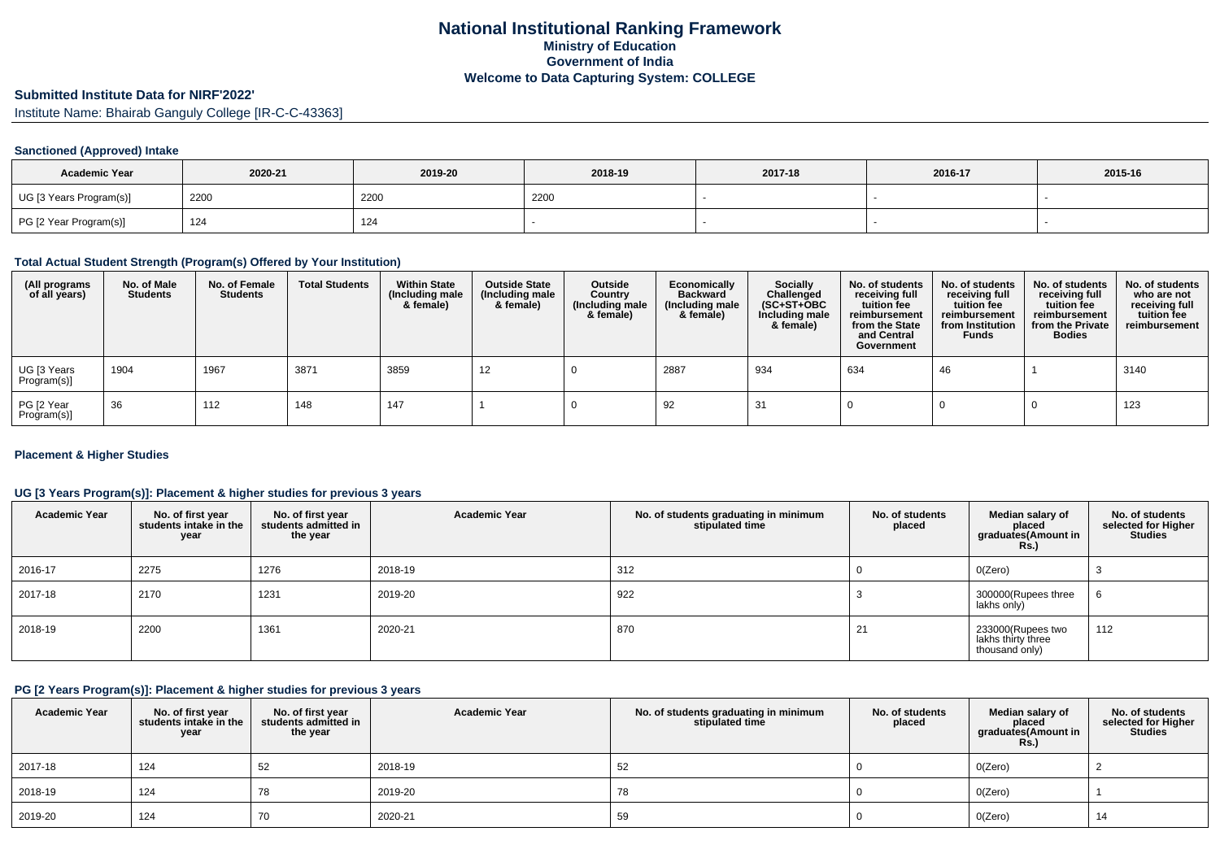# National Institutional Ranking Framework
## Ministry of Education
## Government of India
## Welcome to Data Capturing System: COLLEGE

### Submitted Institute Data for NIRF'2022'

Institute Name: Bhairab Ganguly College [IR-C-C-43363]

#### Sanctioned (Approved) Intake

| Academic Year | 2020-21 | 2019-20 | 2018-19 | 2017-18 | 2016-17 | 2015-16 |
|---|---|---|---|---|---|---|
| UG [3 Years Program(s)] | 2200 | 2200 | 2200 | - | - | - |
| PG [2 Year Program(s)] | 124 | 124 | - | - | - | - |

#### Total Actual Student Strength (Program(s) Offered by Your Institution)

| (All programs of all years) | No. of Male Students | No. of Female Students | Total Students | Within State (Including male & female) | Outside State (Including male & female) | Outside Country (Including male & female) | Economically Backward (Including male & female) | Socially Challenged (SC+ST+OBC Including male & female) | No. of students receiving full tuition fee reimbursement from the State and Central Government | No. of students receiving full tuition fee reimbursement from Institution Funds | No. of students receiving full tuition fee reimbursement from the Private Bodies | No. of students who are not receiving full tuition fee reimbursement |
|---|---|---|---|---|---|---|---|---|---|---|---|---|
| UG [3 Years Program(s)] | 1904 | 1967 | 3871 | 3859 | 12 | 0 | 2887 | 934 | 634 | 46 | 1 | 3140 |
| PG [2 Year Program(s)] | 36 | 112 | 148 | 147 | 1 | 0 | 92 | 31 | 0 | 0 | 0 | 123 |

#### Placement & Higher Studies

#### UG [3 Years Program(s)]: Placement & higher studies for previous 3 years

| Academic Year | No. of first year students intake in the year | No. of first year students admitted in the year | Academic Year | No. of students graduating in minimum stipulated time | No. of students placed | Median salary of placed graduates(Amount in Rs.) | No. of students selected for Higher Studies |
|---|---|---|---|---|---|---|---|
| 2016-17 | 2275 | 1276 | 2018-19 | 312 | 0 | 0(Zero) | 3 |
| 2017-18 | 2170 | 1231 | 2019-20 | 922 | 3 | 300000(Rupees three lakhs only) | 6 |
| 2018-19 | 2200 | 1361 | 2020-21 | 870 | 21 | 233000(Rupees two lakhs thirty three thousand only) | 112 |

#### PG [2 Years Program(s)]: Placement & higher studies for previous 3 years

| Academic Year | No. of first year students intake in the year | No. of first year students admitted in the year | Academic Year | No. of students graduating in minimum stipulated time | No. of students placed | Median salary of placed graduates(Amount in Rs.) | No. of students selected for Higher Studies |
|---|---|---|---|---|---|---|---|
| 2017-18 | 124 | 52 | 2018-19 | 52 | 0 | 0(Zero) | 2 |
| 2018-19 | 124 | 78 | 2019-20 | 78 | 0 | 0(Zero) | 1 |
| 2019-20 | 124 | 70 | 2020-21 | 59 | 0 | 0(Zero) | 14 |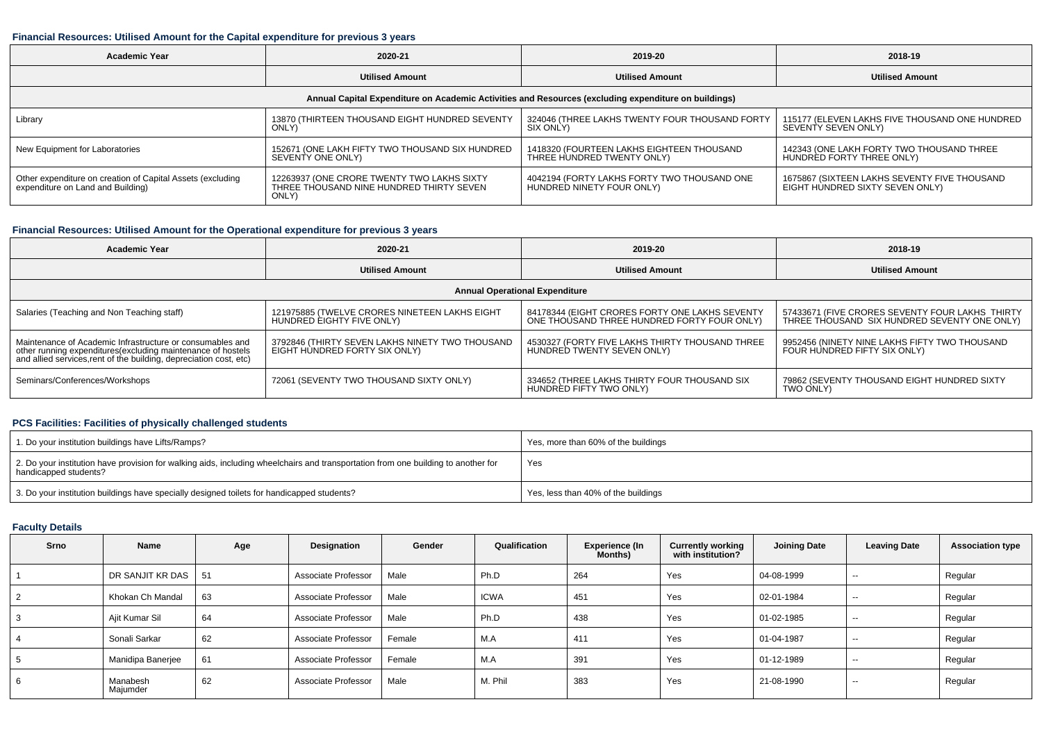### Financial Resources: Utilised Amount for the Capital expenditure for previous 3 years

| Academic Year | 2020-21 | 2019-20 | 2018-19 |
|---|---|---|---|
| | Utilised Amount | Utilised Amount | Utilised Amount |
| Annual Capital Expenditure on Academic Activities and Resources (excluding expenditure on buildings) | | | |
| Library | 13870 (THIRTEEN THOUSAND EIGHT HUNDRED SEVENTY ONLY) | 324046 (THREE LAKHS TWENTY FOUR THOUSAND FORTY SIX ONLY) | 115177 (ELEVEN LAKHS FIVE THOUSAND ONE HUNDRED SEVENTY SEVEN ONLY) |
| New Equipment for Laboratories | 152671 (ONE LAKH FIFTY TWO THOUSAND SIX HUNDRED SEVENTY ONE ONLY) | 1418320 (FOURTEEN LAKHS EIGHTEEN THOUSAND THREE HUNDRED TWENTY ONLY) | 142343 (ONE LAKH FORTY TWO THOUSAND THREE HUNDRED FORTY THREE ONLY) |
| Other expenditure on creation of Capital Assets (excluding expenditure on Land and Building) | 12263937 (ONE CRORE TWENTY TWO LAKHS SIXTY THREE THOUSAND NINE HUNDRED THIRTY SEVEN ONLY) | 4042194 (FORTY LAKHS FORTY TWO THOUSAND ONE HUNDRED NINETY FOUR ONLY) | 1675867 (SIXTEEN LAKHS SEVENTY FIVE THOUSAND EIGHT HUNDRED SIXTY SEVEN ONLY) |

### Financial Resources: Utilised Amount for the Operational expenditure for previous 3 years

| Academic Year | 2020-21 | 2019-20 | 2018-19 |
|---|---|---|---|
| | Utilised Amount | Utilised Amount | Utilised Amount |
| Annual Operational Expenditure | | | |
| Salaries (Teaching and Non Teaching staff) | 121975885 (TWELVE CRORES NINETEEN LAKHS EIGHT HUNDRED EIGHTY FIVE ONLY) | 84178344 (EIGHT CRORES FORTY ONE LAKHS SEVENTY ONE THOUSAND THREE HUNDRED FORTY FOUR ONLY) | 57433671 (FIVE CRORES SEVENTY FOUR LAKHS THIRTY THREE THOUSAND SIX HUNDRED SEVENTY ONE ONLY) |
| Maintenance of Academic Infrastructure or consumables and other running expenditures(excluding maintenance of hostels and allied services,rent of the building, depreciation cost, etc) | 3792846 (THIRTY SEVEN LAKHS NINETY TWO THOUSAND EIGHT HUNDRED FORTY SIX ONLY) | 4530327 (FORTY FIVE LAKHS THIRTY THOUSAND THREE HUNDRED TWENTY SEVEN ONLY) | 9952456 (NINETY NINE LAKHS FIFTY TWO THOUSAND FOUR HUNDRED FIFTY SIX ONLY) |
| Seminars/Conferences/Workshops | 72061 (SEVENTY TWO THOUSAND SIXTY ONLY) | 334652 (THREE LAKHS THIRTY FOUR THOUSAND SIX HUNDRED FIFTY TWO ONLY) | 79862 (SEVENTY THOUSAND EIGHT HUNDRED SIXTY TWO ONLY) |

### PCS Facilities: Facilities of physically challenged students

| | |
|---|---|
| 1. Do your institution buildings have Lifts/Ramps? | Yes, more than 60% of the buildings |
| 2. Do your institution have provision for walking aids, including wheelchairs and transportation from one building to another for handicapped students? | Yes |
| 3. Do your institution buildings have specially designed toilets for handicapped students? | Yes, less than 40% of the buildings |

### Faculty Details

| Srno | Name | Age | Designation | Gender | Qualification | Experience (In Months) | Currently working with institution? | Joining Date | Leaving Date | Association type |
|---|---|---|---|---|---|---|---|---|---|---|
| 1 | DR SANJIT KR DAS | 51 | Associate Professor | Male | Ph.D | 264 | Yes | 04-08-1999 | -- | Regular |
| 2 | Khokan Ch Mandal | 63 | Associate Professor | Male | ICWA | 451 | Yes | 02-01-1984 | -- | Regular |
| 3 | Ajit Kumar Sil | 64 | Associate Professor | Male | Ph.D | 438 | Yes | 01-02-1985 | -- | Regular |
| 4 | Sonali Sarkar | 62 | Associate Professor | Female | M.A | 411 | Yes | 01-04-1987 | -- | Regular |
| 5 | Manidipa Banerjee | 61 | Associate Professor | Female | M.A | 391 | Yes | 01-12-1989 | -- | Regular |
| 6 | Manabesh Majumder | 62 | Associate Professor | Male | M. Phil | 383 | Yes | 21-08-1990 | -- | Regular |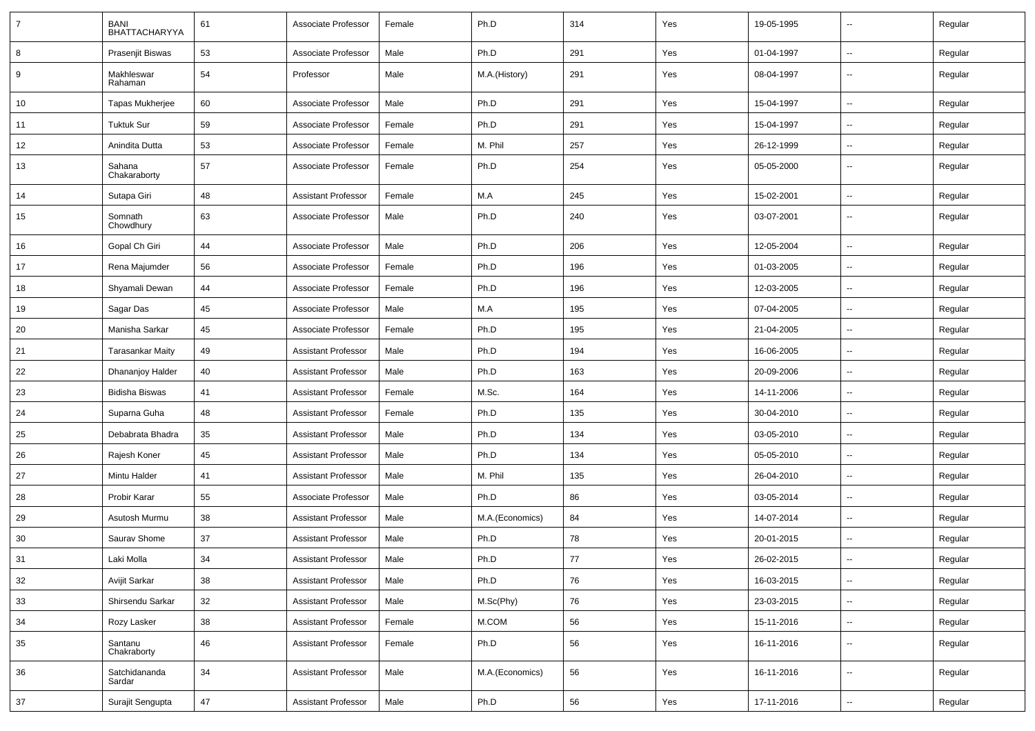| 7 | BANI BHATTACHARYYA | 61 | Associate Professor | Female | Ph.D | 314 | Yes | 19-05-1995 | -- | Regular |
|---|---|---|---|---|---|---|---|---|---|---|
| 8 | Prasenjit Biswas | 53 | Associate Professor | Male | Ph.D | 291 | Yes | 01-04-1997 | -- | Regular |
| 9 | Makhleswar Rahaman | 54 | Professor | Male | M.A.(History) | 291 | Yes | 08-04-1997 | -- | Regular |
| 10 | Tapas Mukherjee | 60 | Associate Professor | Male | Ph.D | 291 | Yes | 15-04-1997 | -- | Regular |
| 11 | Tuktuk Sur | 59 | Associate Professor | Female | Ph.D | 291 | Yes | 15-04-1997 | -- | Regular |
| 12 | Anindita Dutta | 53 | Associate Professor | Female | M. Phil | 257 | Yes | 26-12-1999 | -- | Regular |
| 13 | Sahana Chakaraborty | 57 | Associate Professor | Female | Ph.D | 254 | Yes | 05-05-2000 | -- | Regular |
| 14 | Sutapa Giri | 48 | Assistant Professor | Female | M.A | 245 | Yes | 15-02-2001 | -- | Regular |
| 15 | Somnath Chowdhury | 63 | Associate Professor | Male | Ph.D | 240 | Yes | 03-07-2001 | -- | Regular |
| 16 | Gopal Ch Giri | 44 | Associate Professor | Male | Ph.D | 206 | Yes | 12-05-2004 | -- | Regular |
| 17 | Rena Majumder | 56 | Associate Professor | Female | Ph.D | 196 | Yes | 01-03-2005 | -- | Regular |
| 18 | Shyamali Dewan | 44 | Associate Professor | Female | Ph.D | 196 | Yes | 12-03-2005 | -- | Regular |
| 19 | Sagar Das | 45 | Associate Professor | Male | M.A | 195 | Yes | 07-04-2005 | -- | Regular |
| 20 | Manisha Sarkar | 45 | Associate Professor | Female | Ph.D | 195 | Yes | 21-04-2005 | -- | Regular |
| 21 | Tarasankar Maity | 49 | Assistant Professor | Male | Ph.D | 194 | Yes | 16-06-2005 | -- | Regular |
| 22 | Dhananjoy Halder | 40 | Assistant Professor | Male | Ph.D | 163 | Yes | 20-09-2006 | -- | Regular |
| 23 | Bidisha Biswas | 41 | Assistant Professor | Female | M.Sc. | 164 | Yes | 14-11-2006 | -- | Regular |
| 24 | Suparna Guha | 48 | Assistant Professor | Female | Ph.D | 135 | Yes | 30-04-2010 | -- | Regular |
| 25 | Debabrata Bhadra | 35 | Assistant Professor | Male | Ph.D | 134 | Yes | 03-05-2010 | -- | Regular |
| 26 | Rajesh Koner | 45 | Assistant Professor | Male | Ph.D | 134 | Yes | 05-05-2010 | -- | Regular |
| 27 | Mintu Halder | 41 | Assistant Professor | Male | M. Phil | 135 | Yes | 26-04-2010 | -- | Regular |
| 28 | Probir Karar | 55 | Associate Professor | Male | Ph.D | 86 | Yes | 03-05-2014 | -- | Regular |
| 29 | Asutosh Murmu | 38 | Assistant Professor | Male | M.A.(Economics) | 84 | Yes | 14-07-2014 | -- | Regular |
| 30 | Saurav Shome | 37 | Assistant Professor | Male | Ph.D | 78 | Yes | 20-01-2015 | -- | Regular |
| 31 | Laki Molla | 34 | Assistant Professor | Male | Ph.D | 77 | Yes | 26-02-2015 | -- | Regular |
| 32 | Avijit Sarkar | 38 | Assistant Professor | Male | Ph.D | 76 | Yes | 16-03-2015 | -- | Regular |
| 33 | Shirsendu Sarkar | 32 | Assistant Professor | Male | M.Sc(Phy) | 76 | Yes | 23-03-2015 | -- | Regular |
| 34 | Rozy Lasker | 38 | Assistant Professor | Female | M.COM | 56 | Yes | 15-11-2016 | -- | Regular |
| 35 | Santanu Chakraborty | 46 | Assistant Professor | Female | Ph.D | 56 | Yes | 16-11-2016 | -- | Regular |
| 36 | Satchidananda Sardar | 34 | Assistant Professor | Male | M.A.(Economics) | 56 | Yes | 16-11-2016 | -- | Regular |
| 37 | Surajit Sengupta | 47 | Assistant Professor | Male | Ph.D | 56 | Yes | 17-11-2016 | -- | Regular |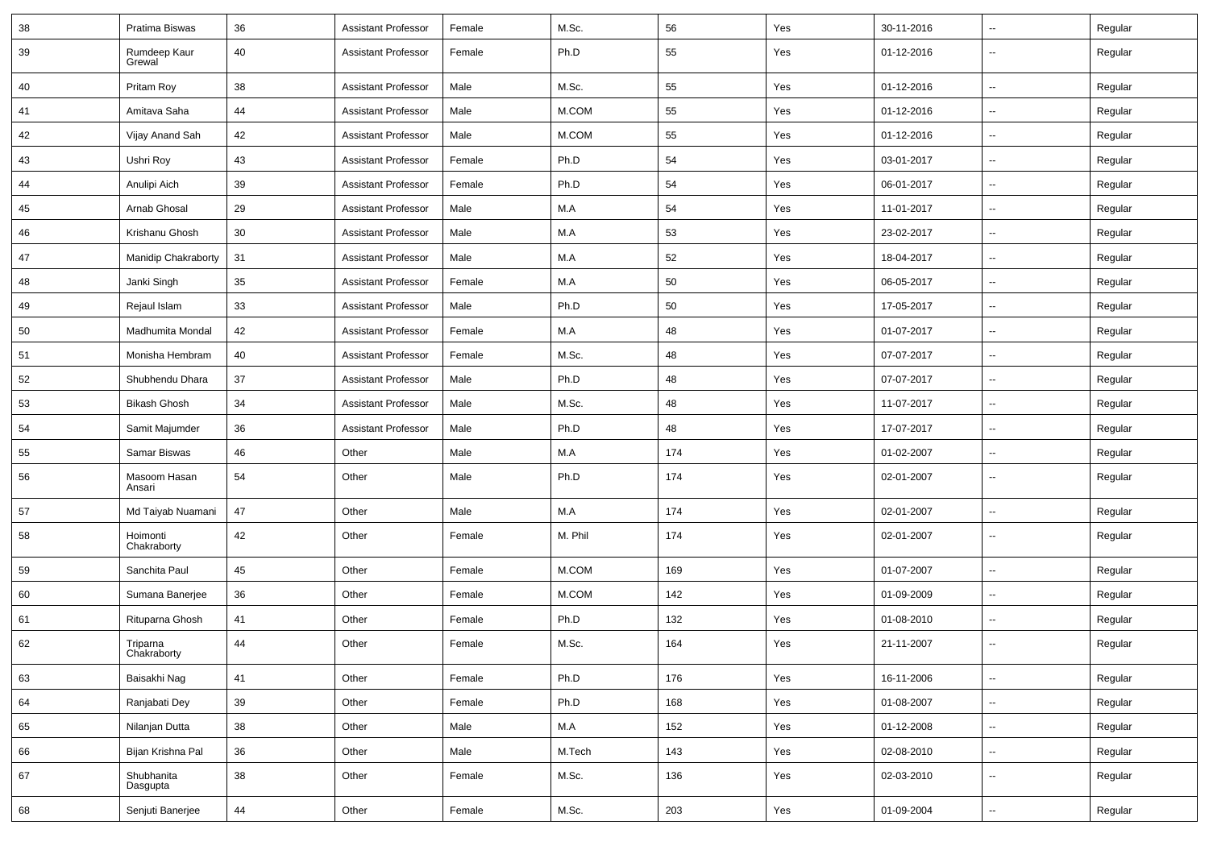| | | | | | | | | | | |
|---|---|---|---|---|---|---|---|---|---|---|
| 38 | Pratima Biswas | 36 | Assistant Professor | Female | M.Sc. | 56 | Yes | 30-11-2016 | -- | Regular |
| 39 | Rumdeep Kaur Grewal | 40 | Assistant Professor | Female | Ph.D | 55 | Yes | 01-12-2016 | -- | Regular |
| 40 | Pritam Roy | 38 | Assistant Professor | Male | M.Sc. | 55 | Yes | 01-12-2016 | -- | Regular |
| 41 | Amitava Saha | 44 | Assistant Professor | Male | M.COM | 55 | Yes | 01-12-2016 | -- | Regular |
| 42 | Vijay Anand Sah | 42 | Assistant Professor | Male | M.COM | 55 | Yes | 01-12-2016 | -- | Regular |
| 43 | Ushri Roy | 43 | Assistant Professor | Female | Ph.D | 54 | Yes | 03-01-2017 | -- | Regular |
| 44 | Anulipi Aich | 39 | Assistant Professor | Female | Ph.D | 54 | Yes | 06-01-2017 | -- | Regular |
| 45 | Arnab Ghosal | 29 | Assistant Professor | Male | M.A | 54 | Yes | 11-01-2017 | -- | Regular |
| 46 | Krishanu Ghosh | 30 | Assistant Professor | Male | M.A | 53 | Yes | 23-02-2017 | -- | Regular |
| 47 | Manidip Chakraborty | 31 | Assistant Professor | Male | M.A | 52 | Yes | 18-04-2017 | -- | Regular |
| 48 | Janki Singh | 35 | Assistant Professor | Female | M.A | 50 | Yes | 06-05-2017 | -- | Regular |
| 49 | Rejaul Islam | 33 | Assistant Professor | Male | Ph.D | 50 | Yes | 17-05-2017 | -- | Regular |
| 50 | Madhumita Mondal | 42 | Assistant Professor | Female | M.A | 48 | Yes | 01-07-2017 | -- | Regular |
| 51 | Monisha Hembram | 40 | Assistant Professor | Female | M.Sc. | 48 | Yes | 07-07-2017 | -- | Regular |
| 52 | Shubhendu Dhara | 37 | Assistant Professor | Male | Ph.D | 48 | Yes | 07-07-2017 | -- | Regular |
| 53 | Bikash Ghosh | 34 | Assistant Professor | Male | M.Sc. | 48 | Yes | 11-07-2017 | -- | Regular |
| 54 | Samit Majumder | 36 | Assistant Professor | Male | Ph.D | 48 | Yes | 17-07-2017 | -- | Regular |
| 55 | Samar Biswas | 46 | Other | Male | M.A | 174 | Yes | 01-02-2007 | -- | Regular |
| 56 | Masoom Hasan Ansari | 54 | Other | Male | Ph.D | 174 | Yes | 02-01-2007 | -- | Regular |
| 57 | Md Taiyab Nuamani | 47 | Other | Male | M.A | 174 | Yes | 02-01-2007 | -- | Regular |
| 58 | Hoimonti Chakraborty | 42 | Other | Female | M. Phil | 174 | Yes | 02-01-2007 | -- | Regular |
| 59 | Sanchita Paul | 45 | Other | Female | M.COM | 169 | Yes | 01-07-2007 | -- | Regular |
| 60 | Sumana Banerjee | 36 | Other | Female | M.COM | 142 | Yes | 01-09-2009 | -- | Regular |
| 61 | Rituparna Ghosh | 41 | Other | Female | Ph.D | 132 | Yes | 01-08-2010 | -- | Regular |
| 62 | Triparna Chakraborty | 44 | Other | Female | M.Sc. | 164 | Yes | 21-11-2007 | -- | Regular |
| 63 | Baisakhi Nag | 41 | Other | Female | Ph.D | 176 | Yes | 16-11-2006 | -- | Regular |
| 64 | Ranjabati Dey | 39 | Other | Female | Ph.D | 168 | Yes | 01-08-2007 | -- | Regular |
| 65 | Nilanjan Dutta | 38 | Other | Male | M.A | 152 | Yes | 01-12-2008 | -- | Regular |
| 66 | Bijan Krishna Pal | 36 | Other | Male | M.Tech | 143 | Yes | 02-08-2010 | -- | Regular |
| 67 | Shubhanita Dasgupta | 38 | Other | Female | M.Sc. | 136 | Yes | 02-03-2010 | -- | Regular |
| 68 | Senjuti Banerjee | 44 | Other | Female | M.Sc. | 203 | Yes | 01-09-2004 | -- | Regular |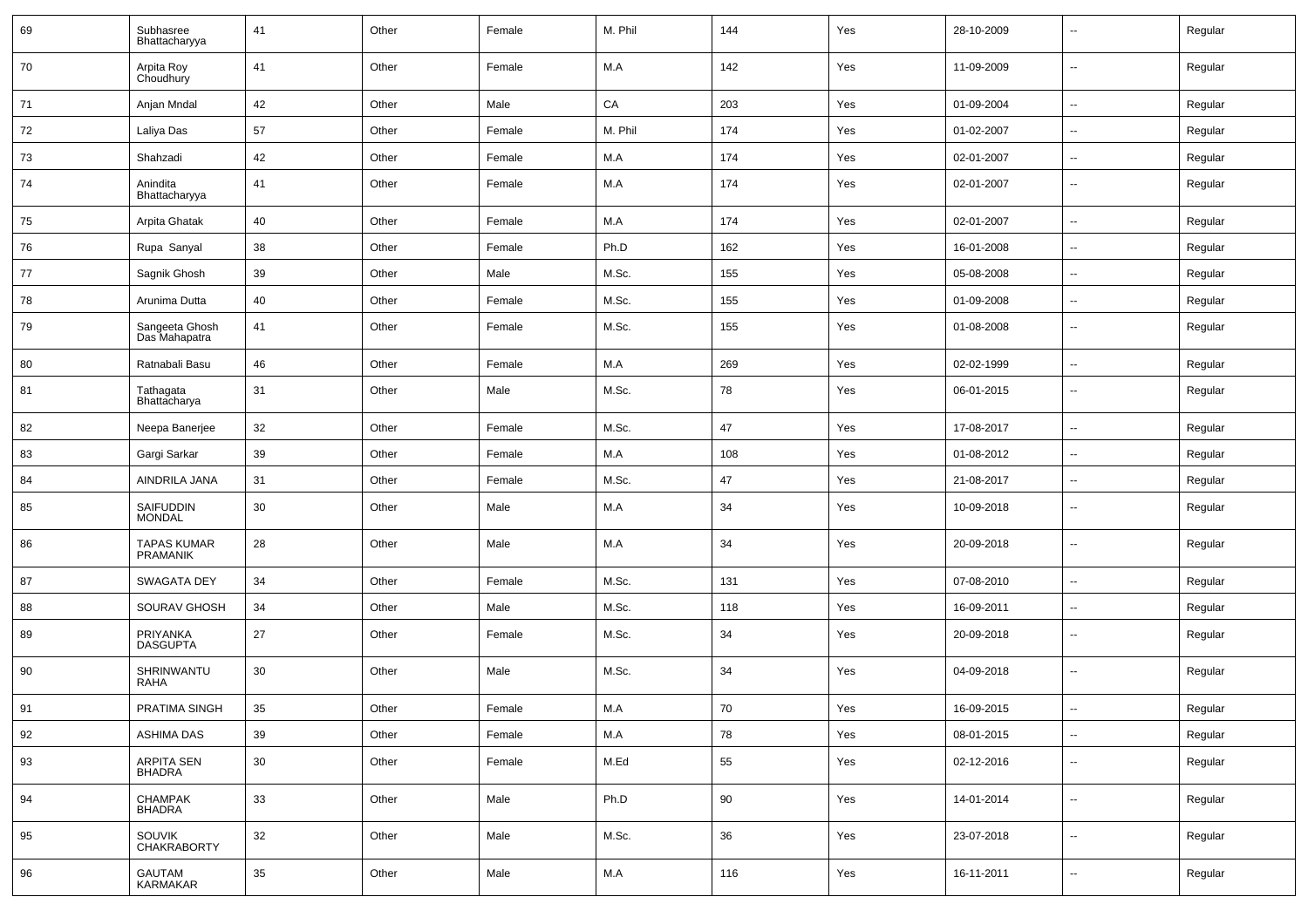| | | | | | | | | | | |
|---|---|---|---|---|---|---|---|---|---|---|
| 69 | Subhasree Bhattacharyya | 41 | Other | Female | M. Phil | 144 | Yes | 28-10-2009 | -- | Regular |
| 70 | Arpita Roy Choudhury | 41 | Other | Female | M.A | 142 | Yes | 11-09-2009 | -- | Regular |
| 71 | Anjan Mndal | 42 | Other | Male | CA | 203 | Yes | 01-09-2004 | -- | Regular |
| 72 | Laliya Das | 57 | Other | Female | M. Phil | 174 | Yes | 01-02-2007 | -- | Regular |
| 73 | Shahzadi | 42 | Other | Female | M.A | 174 | Yes | 02-01-2007 | -- | Regular |
| 74 | Anindita Bhattacharyya | 41 | Other | Female | M.A | 174 | Yes | 02-01-2007 | -- | Regular |
| 75 | Arpita Ghatak | 40 | Other | Female | M.A | 174 | Yes | 02-01-2007 | -- | Regular |
| 76 | Rupa Sanyal | 38 | Other | Female | Ph.D | 162 | Yes | 16-01-2008 | -- | Regular |
| 77 | Sagnik Ghosh | 39 | Other | Male | M.Sc. | 155 | Yes | 05-08-2008 | -- | Regular |
| 78 | Arunima Dutta | 40 | Other | Female | M.Sc. | 155 | Yes | 01-09-2008 | -- | Regular |
| 79 | Sangeeta Ghosh Das Mahapatra | 41 | Other | Female | M.Sc. | 155 | Yes | 01-08-2008 | -- | Regular |
| 80 | Ratnabali Basu | 46 | Other | Female | M.A | 269 | Yes | 02-02-1999 | -- | Regular |
| 81 | Tathagata Bhattacharya | 31 | Other | Male | M.Sc. | 78 | Yes | 06-01-2015 | -- | Regular |
| 82 | Neepa Banerjee | 32 | Other | Female | M.Sc. | 47 | Yes | 17-08-2017 | -- | Regular |
| 83 | Gargi Sarkar | 39 | Other | Female | M.A | 108 | Yes | 01-08-2012 | -- | Regular |
| 84 | AINDRILA JANA | 31 | Other | Female | M.Sc. | 47 | Yes | 21-08-2017 | -- | Regular |
| 85 | SAIFUDDIN MONDAL | 30 | Other | Male | M.A | 34 | Yes | 10-09-2018 | -- | Regular |
| 86 | TAPAS KUMAR PRAMANIK | 28 | Other | Male | M.A | 34 | Yes | 20-09-2018 | -- | Regular |
| 87 | SWAGATA DEY | 34 | Other | Female | M.Sc. | 131 | Yes | 07-08-2010 | -- | Regular |
| 88 | SOURAV GHOSH | 34 | Other | Male | M.Sc. | 118 | Yes | 16-09-2011 | -- | Regular |
| 89 | PRIYANKA DASGUPTA | 27 | Other | Female | M.Sc. | 34 | Yes | 20-09-2018 | -- | Regular |
| 90 | SHRINWANTU RAHA | 30 | Other | Male | M.Sc. | 34 | Yes | 04-09-2018 | -- | Regular |
| 91 | PRATIMA SINGH | 35 | Other | Female | M.A | 70 | Yes | 16-09-2015 | -- | Regular |
| 92 | ASHIMA DAS | 39 | Other | Female | M.A | 78 | Yes | 08-01-2015 | -- | Regular |
| 93 | ARPITA SEN BHADRA | 30 | Other | Female | M.Ed | 55 | Yes | 02-12-2016 | -- | Regular |
| 94 | CHAMPAK BHADRA | 33 | Other | Male | Ph.D | 90 | Yes | 14-01-2014 | -- | Regular |
| 95 | SOUVIK CHAKRABORTY | 32 | Other | Male | M.Sc. | 36 | Yes | 23-07-2018 | -- | Regular |
| 96 | GAUTAM KARMAKAR | 35 | Other | Male | M.A | 116 | Yes | 16-11-2011 | -- | Regular |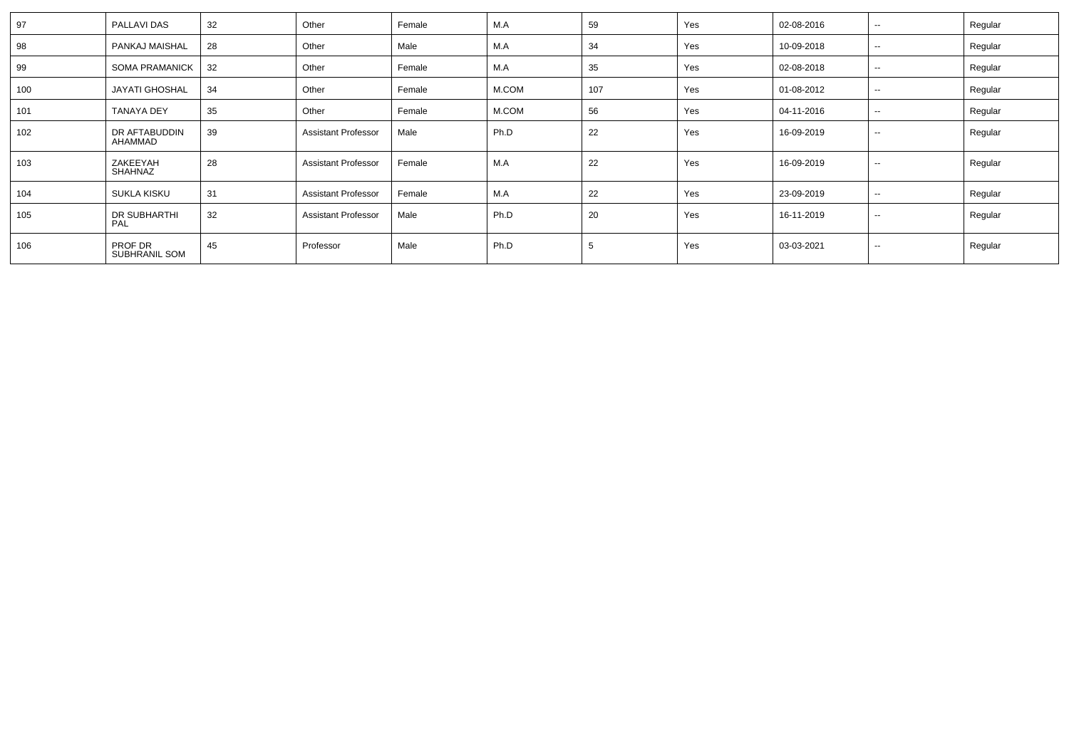| | | | | | | | | | | |
|---|---|---|---|---|---|---|---|---|---|---|
| 97 | PALLAVI DAS | 32 | Other | Female | M.A | 59 | Yes | 02-08-2016 | -- | Regular |
| 98 | PANKAJ MAISHAL | 28 | Other | Male | M.A | 34 | Yes | 10-09-2018 | -- | Regular |
| 99 | SOMA PRAMANICK | 32 | Other | Female | M.A | 35 | Yes | 02-08-2018 | -- | Regular |
| 100 | JAYATI GHOSHAL | 34 | Other | Female | M.COM | 107 | Yes | 01-08-2012 | -- | Regular |
| 101 | TANAYA DEY | 35 | Other | Female | M.COM | 56 | Yes | 04-11-2016 | -- | Regular |
| 102 | DR AFTABUDDIN AHAMMAD | 39 | Assistant Professor | Male | Ph.D | 22 | Yes | 16-09-2019 | -- | Regular |
| 103 | ZAKEEYAH SHAHNAZ | 28 | Assistant Professor | Female | M.A | 22 | Yes | 16-09-2019 | -- | Regular |
| 104 | SUKLA KISKU | 31 | Assistant Professor | Female | M.A | 22 | Yes | 23-09-2019 | -- | Regular |
| 105 | DR SUBHARTHI PAL | 32 | Assistant Professor | Male | Ph.D | 20 | Yes | 16-11-2019 | -- | Regular |
| 106 | PROF DR SUBHRANIL SOM | 45 | Professor | Male | Ph.D | 5 | Yes | 03-03-2021 | -- | Regular |